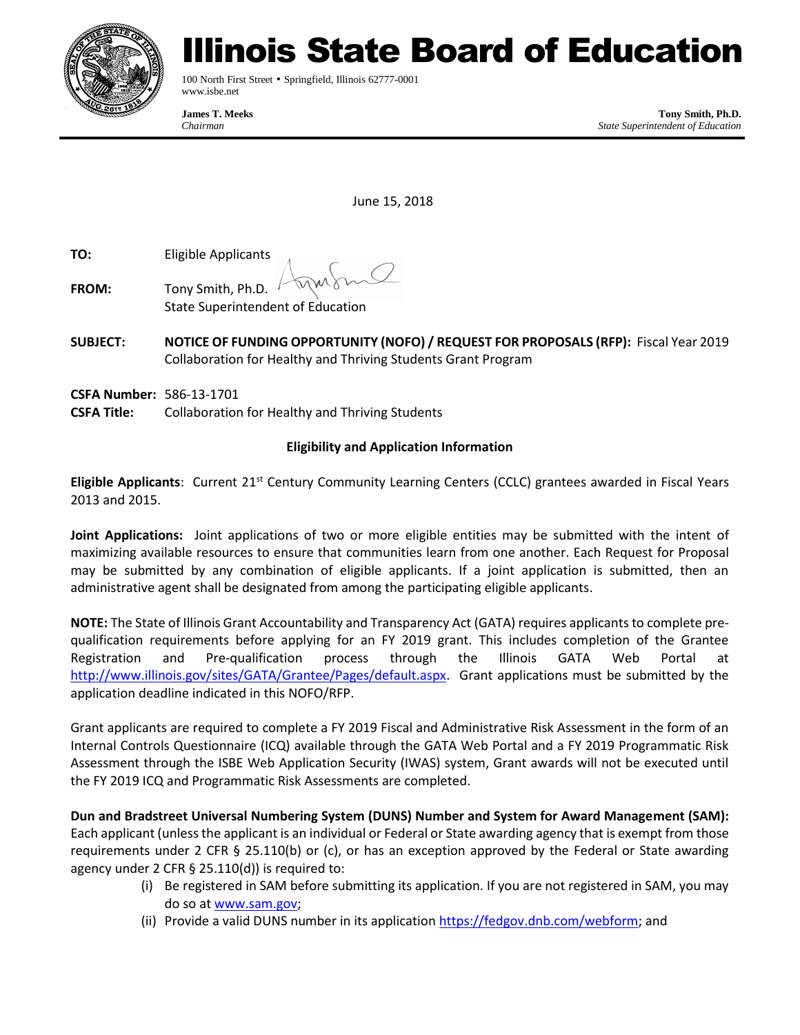# Illinois State Board of Education

100 North First Street • Springfield, Illinois 62777-0001
www.isbe.net

**James T. Meeks**
*Chairman*

**Tony Smith, Ph.D.**
*State Superintendent of Education*

June 15, 2018

**TO:** Eligible Applicants

**FROM:** Tony Smith, Ph.D.
State Superintendent of Education

**SUBJECT:** **NOTICE OF FUNDING OPPORTUNITY (NOFO) / REQUEST FOR PROPOSALS (RFP):** Fiscal Year 2019 Collaboration for Healthy and Thriving Students Grant Program

**CSFA Number:** 586-13-1701
**CSFA Title:** Collaboration for Healthy and Thriving Students

**Eligibility and Application Information**

**Eligible Applicants**: Current 21st Century Community Learning Centers (CCLC) grantees awarded in Fiscal Years 2013 and 2015.

**Joint Applications:** Joint applications of two or more eligible entities may be submitted with the intent of maximizing available resources to ensure that communities learn from one another. Each Request for Proposal may be submitted by any combination of eligible applicants. If a joint application is submitted, then an administrative agent shall be designated from among the participating eligible applicants.

**NOTE:** The State of Illinois Grant Accountability and Transparency Act (GATA) requires applicants to complete pre-qualification requirements before applying for an FY 2019 grant. This includes completion of the Grantee Registration and Pre-qualification process through the Illinois GATA Web Portal at http://www.illinois.gov/sites/GATA/Grantee/Pages/default.aspx. Grant applications must be submitted by the application deadline indicated in this NOFO/RFP.

Grant applicants are required to complete a FY 2019 Fiscal and Administrative Risk Assessment in the form of an Internal Controls Questionnaire (ICQ) available through the GATA Web Portal and a FY 2019 Programmatic Risk Assessment through the ISBE Web Application Security (IWAS) system, Grant awards will not be executed until the FY 2019 ICQ and Programmatic Risk Assessments are completed.

**Dun and Bradstreet Universal Numbering System (DUNS) Number and System for Award Management (SAM):** Each applicant (unless the applicant is an individual or Federal or State awarding agency that is exempt from those requirements under 2 CFR § 25.110(b) or (c), or has an exception approved by the Federal or State awarding agency under 2 CFR § 25.110(d)) is required to:

(i) Be registered in SAM before submitting its application. If you are not registered in SAM, you may do so at www.sam.gov;

(ii) Provide a valid DUNS number in its application https://fedgov.dnb.com/webform; and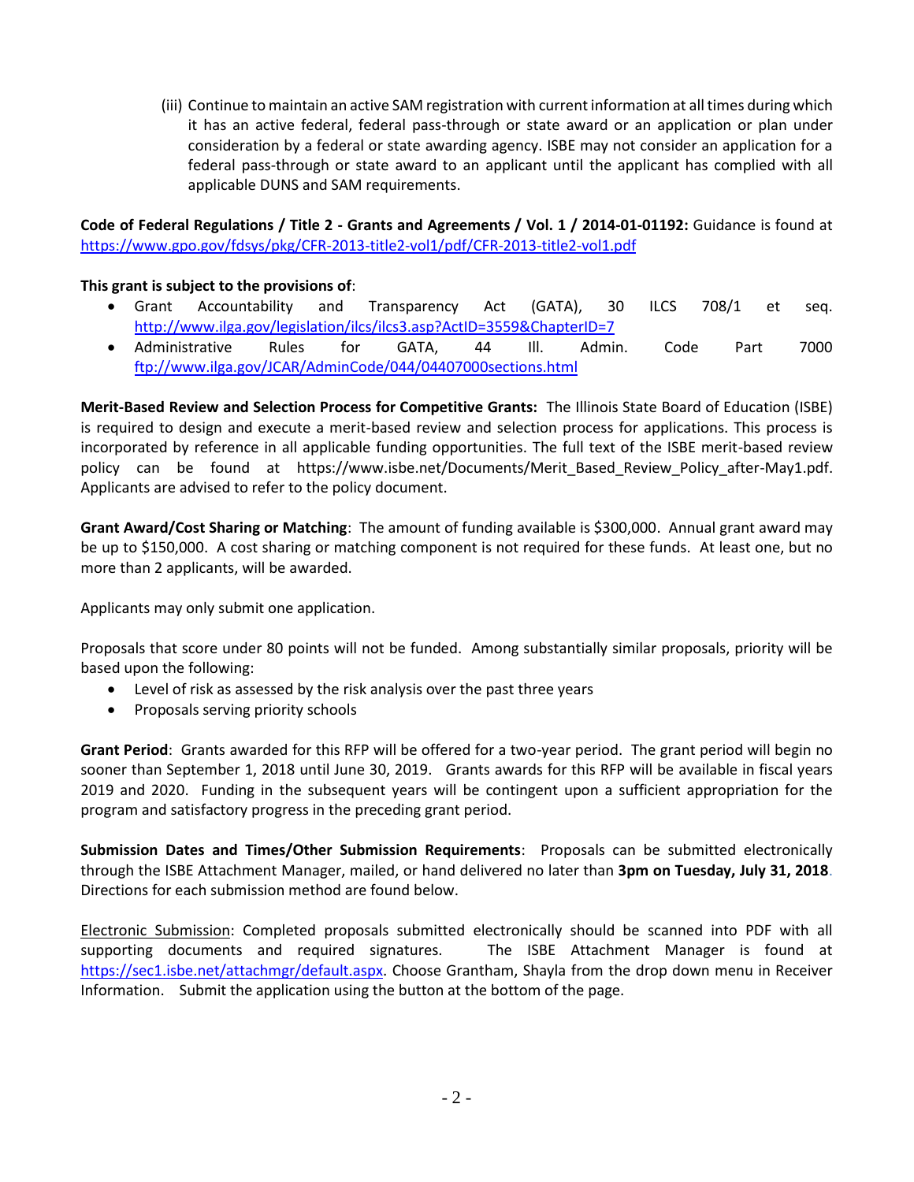(iii) Continue to maintain an active SAM registration with current information at all times during which it has an active federal, federal pass-through or state award or an application or plan under consideration by a federal or state awarding agency. ISBE may not consider an application for a federal pass-through or state award to an applicant until the applicant has complied with all applicable DUNS and SAM requirements.

**Code of Federal Regulations / Title 2 - Grants and Agreements / Vol. 1 / 2014-01-01192:** Guidance is found at https://www.gpo.gov/fdsys/pkg/CFR-2013-title2-vol1/pdf/CFR-2013-title2-vol1.pdf

**This grant is subject to the provisions of**:

- Grant Accountability and Transparency Act (GATA), 30 ILCS 708/1 et seq. http://www.ilga.gov/legislation/ilcs/ilcs3.asp?ActID=3559&ChapterID=7
- Administrative Rules for GATA, 44 Ill. Admin. Code Part 7000 ftp://www.ilga.gov/JCAR/AdminCode/044/04407000sections.html

**Merit-Based Review and Selection Process for Competitive Grants:** The Illinois State Board of Education (ISBE) is required to design and execute a merit-based review and selection process for applications. This process is incorporated by reference in all applicable funding opportunities. The full text of the ISBE merit-based review policy can be found at https://www.isbe.net/Documents/Merit_Based_Review_Policy_after-May1.pdf. Applicants are advised to refer to the policy document.

**Grant Award/Cost Sharing or Matching**: The amount of funding available is $300,000. Annual grant award may be up to $150,000. A cost sharing or matching component is not required for these funds. At least one, but no more than 2 applicants, will be awarded.

Applicants may only submit one application.

Proposals that score under 80 points will not be funded. Among substantially similar proposals, priority will be based upon the following:

- Level of risk as assessed by the risk analysis over the past three years
- Proposals serving priority schools

**Grant Period**: Grants awarded for this RFP will be offered for a two-year period. The grant period will begin no sooner than September 1, 2018 until June 30, 2019. Grants awards for this RFP will be available in fiscal years 2019 and 2020. Funding in the subsequent years will be contingent upon a sufficient appropriation for the program and satisfactory progress in the preceding grant period.

**Submission Dates and Times/Other Submission Requirements**: Proposals can be submitted electronically through the ISBE Attachment Manager, mailed, or hand delivered no later than **3pm on Tuesday, July 31, 2018**. Directions for each submission method are found below.

<u>Electronic Submission</u>: Completed proposals submitted electronically should be scanned into PDF with all supporting documents and required signatures. The ISBE Attachment Manager is found at https://sec1.isbe.net/attachmgr/default.aspx. Choose Grantham, Shayla from the drop down menu in Receiver Information. Submit the application using the button at the bottom of the page.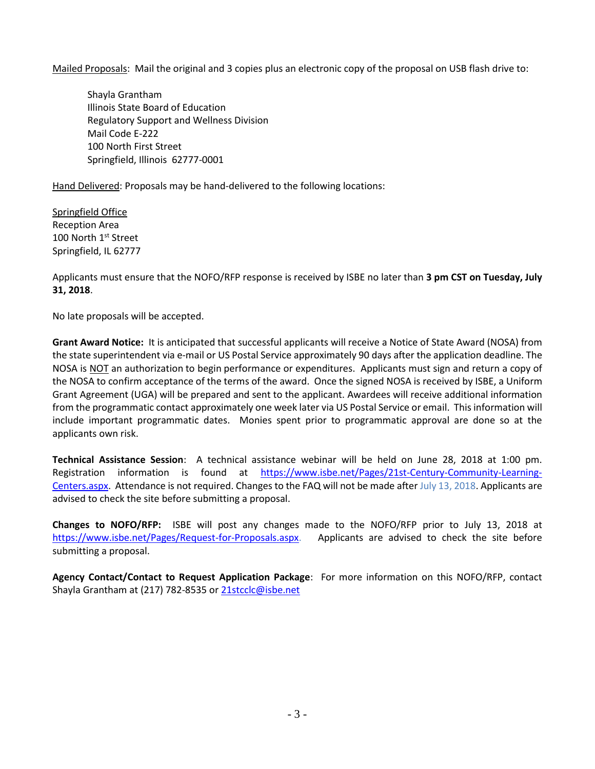Mailed Proposals: Mail the original and 3 copies plus an electronic copy of the proposal on USB flash drive to:

Shayla Grantham  
Illinois State Board of Education  
Regulatory Support and Wellness Division  
Mail Code E-222  
100 North First Street  
Springfield, Illinois 62777-0001

Hand Delivered: Proposals may be hand-delivered to the following locations:

Springfield Office  
Reception Area  
100 North 1st Street  
Springfield, IL 62777

Applicants must ensure that the NOFO/RFP response is received by ISBE no later than **3 pm CST on Tuesday, July 31, 2018**.

No late proposals will be accepted.

**Grant Award Notice:** It is anticipated that successful applicants will receive a Notice of State Award (NOSA) from the state superintendent via e-mail or US Postal Service approximately 90 days after the application deadline. The NOSA is NOT an authorization to begin performance or expenditures. Applicants must sign and return a copy of the NOSA to confirm acceptance of the terms of the award. Once the signed NOSA is received by ISBE, a Uniform Grant Agreement (UGA) will be prepared and sent to the applicant. Awardees will receive additional information from the programmatic contact approximately one week later via US Postal Service or email. This information will include important programmatic dates. Monies spent prior to programmatic approval are done so at the applicants own risk.

**Technical Assistance Session**: A technical assistance webinar will be held on June 28, 2018 at 1:00 pm. Registration information is found at https://www.isbe.net/Pages/21st-Century-Community-Learning-Centers.aspx. Attendance is not required. Changes to the FAQ will not be made after July 13, 2018. Applicants are advised to check the site before submitting a proposal.

**Changes to NOFO/RFP:** ISBE will post any changes made to the NOFO/RFP prior to July 13, 2018 at https://www.isbe.net/Pages/Request-for-Proposals.aspx. Applicants are advised to check the site before submitting a proposal.

**Agency Contact/Contact to Request Application Package**: For more information on this NOFO/RFP, contact Shayla Grantham at (217) 782-8535 or 21stcclc@isbe.net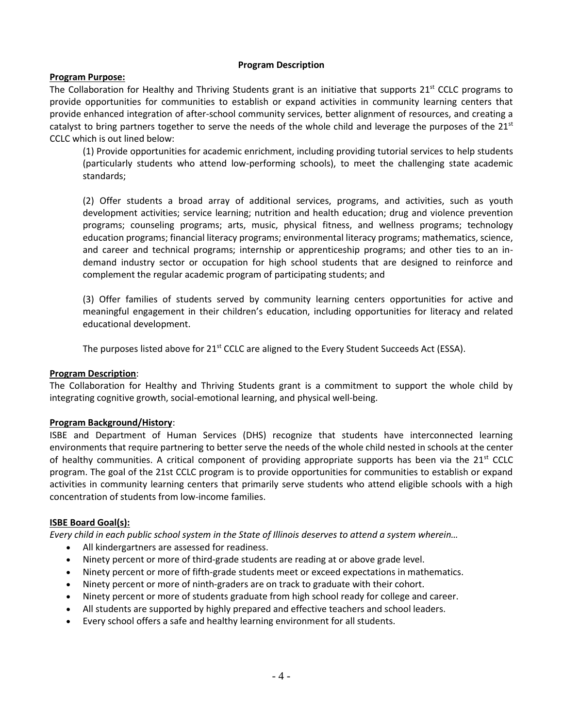## Program Description

**Program Purpose:**

The Collaboration for Healthy and Thriving Students grant is an initiative that supports 21st CCLC programs to provide opportunities for communities to establish or expand activities in community learning centers that provide enhanced integration of after-school community services, better alignment of resources, and creating a catalyst to bring partners together to serve the needs of the whole child and leverage the purposes of the 21st CCLC which is out lined below:

> (1) Provide opportunities for academic enrichment, including providing tutorial services to help students (particularly students who attend low-performing schools), to meet the challenging state academic standards;
>
> (2) Offer students a broad array of additional services, programs, and activities, such as youth development activities; service learning; nutrition and health education; drug and violence prevention programs; counseling programs; arts, music, physical fitness, and wellness programs; technology education programs; financial literacy programs; environmental literacy programs; mathematics, science, and career and technical programs; internship or apprenticeship programs; and other ties to an in-demand industry sector or occupation for high school students that are designed to reinforce and complement the regular academic program of participating students; and
>
> (3) Offer families of students served by community learning centers opportunities for active and meaningful engagement in their children's education, including opportunities for literacy and related educational development.
>
> The purposes listed above for 21st CCLC are aligned to the Every Student Succeeds Act (ESSA).

**Program Description**:

The Collaboration for Healthy and Thriving Students grant is a commitment to support the whole child by integrating cognitive growth, social-emotional learning, and physical well-being.

**Program Background/History**:

ISBE and Department of Human Services (DHS) recognize that students have interconnected learning environments that require partnering to better serve the needs of the whole child nested in schools at the center of healthy communities. A critical component of providing appropriate supports has been via the 21st CCLC program. The goal of the 21st CCLC program is to provide opportunities for communities to establish or expand activities in community learning centers that primarily serve students who attend eligible schools with a high concentration of students from low-income families.

**ISBE Board Goal(s):**

*Every child in each public school system in the State of Illinois deserves to attend a system wherein…*

- All kindergartners are assessed for readiness.
- Ninety percent or more of third-grade students are reading at or above grade level.
- Ninety percent or more of fifth-grade students meet or exceed expectations in mathematics.
- Ninety percent or more of ninth-graders are on track to graduate with their cohort.
- Ninety percent or more of students graduate from high school ready for college and career.
- All students are supported by highly prepared and effective teachers and school leaders.
- Every school offers a safe and healthy learning environment for all students.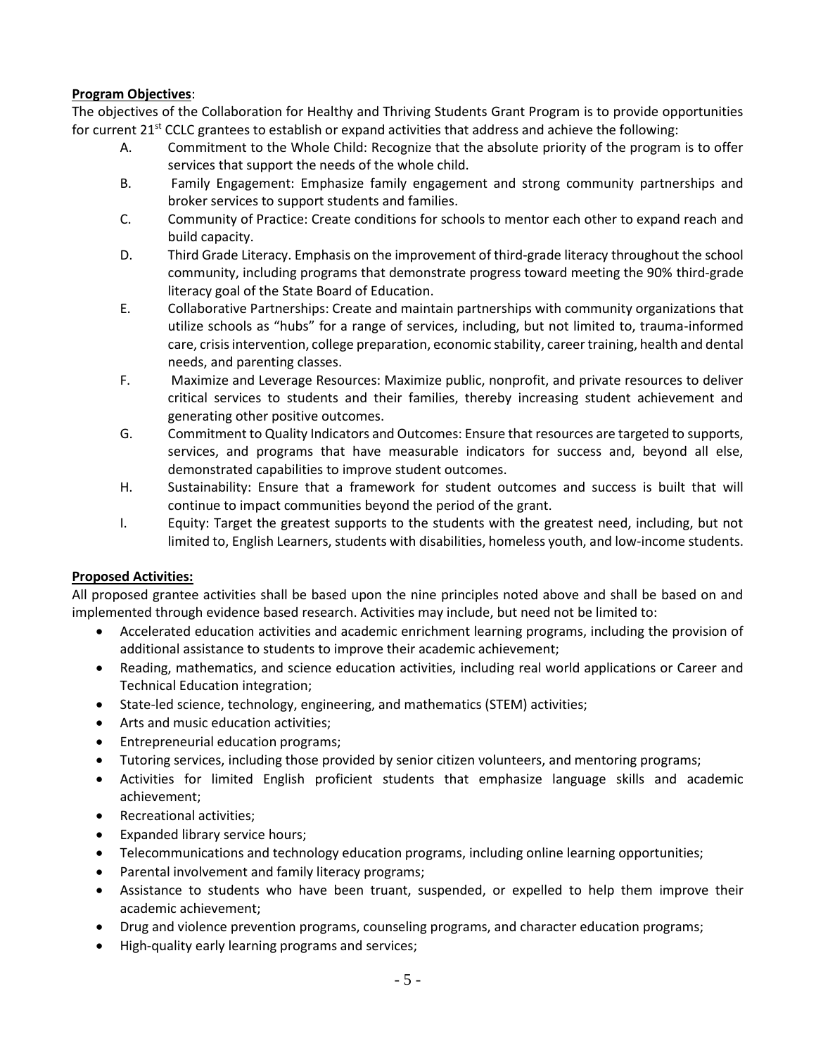**Program Objectives**:

The objectives of the Collaboration for Healthy and Thriving Students Grant Program is to provide opportunities for current 21st CCLC grantees to establish or expand activities that address and achieve the following:

A. Commitment to the Whole Child: Recognize that the absolute priority of the program is to offer services that support the needs of the whole child.

B. Family Engagement: Emphasize family engagement and strong community partnerships and broker services to support students and families.

C. Community of Practice: Create conditions for schools to mentor each other to expand reach and build capacity.

D. Third Grade Literacy. Emphasis on the improvement of third-grade literacy throughout the school community, including programs that demonstrate progress toward meeting the 90% third-grade literacy goal of the State Board of Education.

E. Collaborative Partnerships: Create and maintain partnerships with community organizations that utilize schools as "hubs" for a range of services, including, but not limited to, trauma-informed care, crisis intervention, college preparation, economic stability, career training, health and dental needs, and parenting classes.

F. Maximize and Leverage Resources: Maximize public, nonprofit, and private resources to deliver critical services to students and their families, thereby increasing student achievement and generating other positive outcomes.

G. Commitment to Quality Indicators and Outcomes: Ensure that resources are targeted to supports, services, and programs that have measurable indicators for success and, beyond all else, demonstrated capabilities to improve student outcomes.

H. Sustainability: Ensure that a framework for student outcomes and success is built that will continue to impact communities beyond the period of the grant.

I. Equity: Target the greatest supports to the students with the greatest need, including, but not limited to, English Learners, students with disabilities, homeless youth, and low-income students.

**Proposed Activities:**

All proposed grantee activities shall be based upon the nine principles noted above and shall be based on and implemented through evidence based research. Activities may include, but need not be limited to:

- Accelerated education activities and academic enrichment learning programs, including the provision of additional assistance to students to improve their academic achievement;
- Reading, mathematics, and science education activities, including real world applications or Career and Technical Education integration;
- State-led science, technology, engineering, and mathematics (STEM) activities;
- Arts and music education activities;
- Entrepreneurial education programs;
- Tutoring services, including those provided by senior citizen volunteers, and mentoring programs;
- Activities for limited English proficient students that emphasize language skills and academic achievement;
- Recreational activities;
- Expanded library service hours;
- Telecommunications and technology education programs, including online learning opportunities;
- Parental involvement and family literacy programs;
- Assistance to students who have been truant, suspended, or expelled to help them improve their academic achievement;
- Drug and violence prevention programs, counseling programs, and character education programs;
- High-quality early learning programs and services;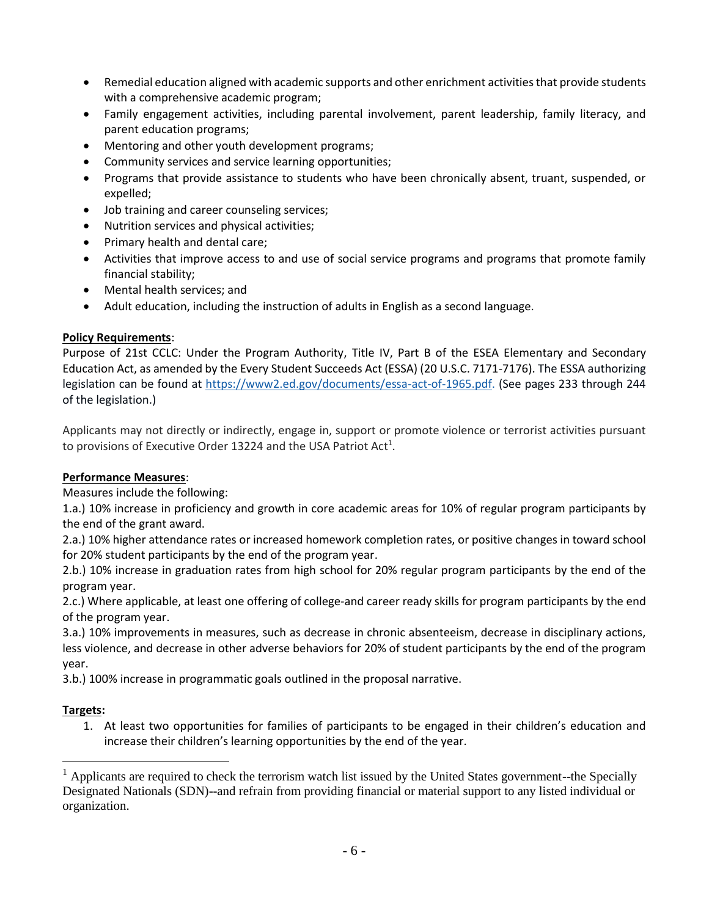- Remedial education aligned with academic supports and other enrichment activities that provide students with a comprehensive academic program;
- Family engagement activities, including parental involvement, parent leadership, family literacy, and parent education programs;
- Mentoring and other youth development programs;
- Community services and service learning opportunities;
- Programs that provide assistance to students who have been chronically absent, truant, suspended, or expelled;
- Job training and career counseling services;
- Nutrition services and physical activities;
- Primary health and dental care;
- Activities that improve access to and use of social service programs and programs that promote family financial stability;
- Mental health services; and
- Adult education, including the instruction of adults in English as a second language.

**Policy Requirements**:
Purpose of 21st CCLC: Under the Program Authority, Title IV, Part B of the ESEA Elementary and Secondary Education Act, as amended by the Every Student Succeeds Act (ESSA) (20 U.S.C. 7171-7176). The ESSA authorizing legislation can be found at https://www2.ed.gov/documents/essa-act-of-1965.pdf. (See pages 233 through 244 of the legislation.)

Applicants may not directly or indirectly, engage in, support or promote violence or terrorist activities pursuant to provisions of Executive Order 13224 and the USA Patriot Act[1].

**Performance Measures**:
Measures include the following:
1.a.) 10% increase in proficiency and growth in core academic areas for 10% of regular program participants by the end of the grant award.
2.a.) 10% higher attendance rates or increased homework completion rates, or positive changes in toward school for 20% student participants by the end of the program year.
2.b.) 10% increase in graduation rates from high school for 20% regular program participants by the end of the program year.
2.c.) Where applicable, at least one offering of college-and career ready skills for program participants by the end of the program year.
3.a.) 10% improvements in measures, such as decrease in chronic absenteeism, decrease in disciplinary actions, less violence, and decrease in other adverse behaviors for 20% of student participants by the end of the program year.
3.b.) 100% increase in programmatic goals outlined in the proposal narrative.

**Targets:**

1. At least two opportunities for families of participants to be engaged in their children's education and increase their children's learning opportunities by the end of the year.

[1] Applicants are required to check the terrorism watch list issued by the United States government--the Specially Designated Nationals (SDN)--and refrain from providing financial or material support to any listed individual or organization.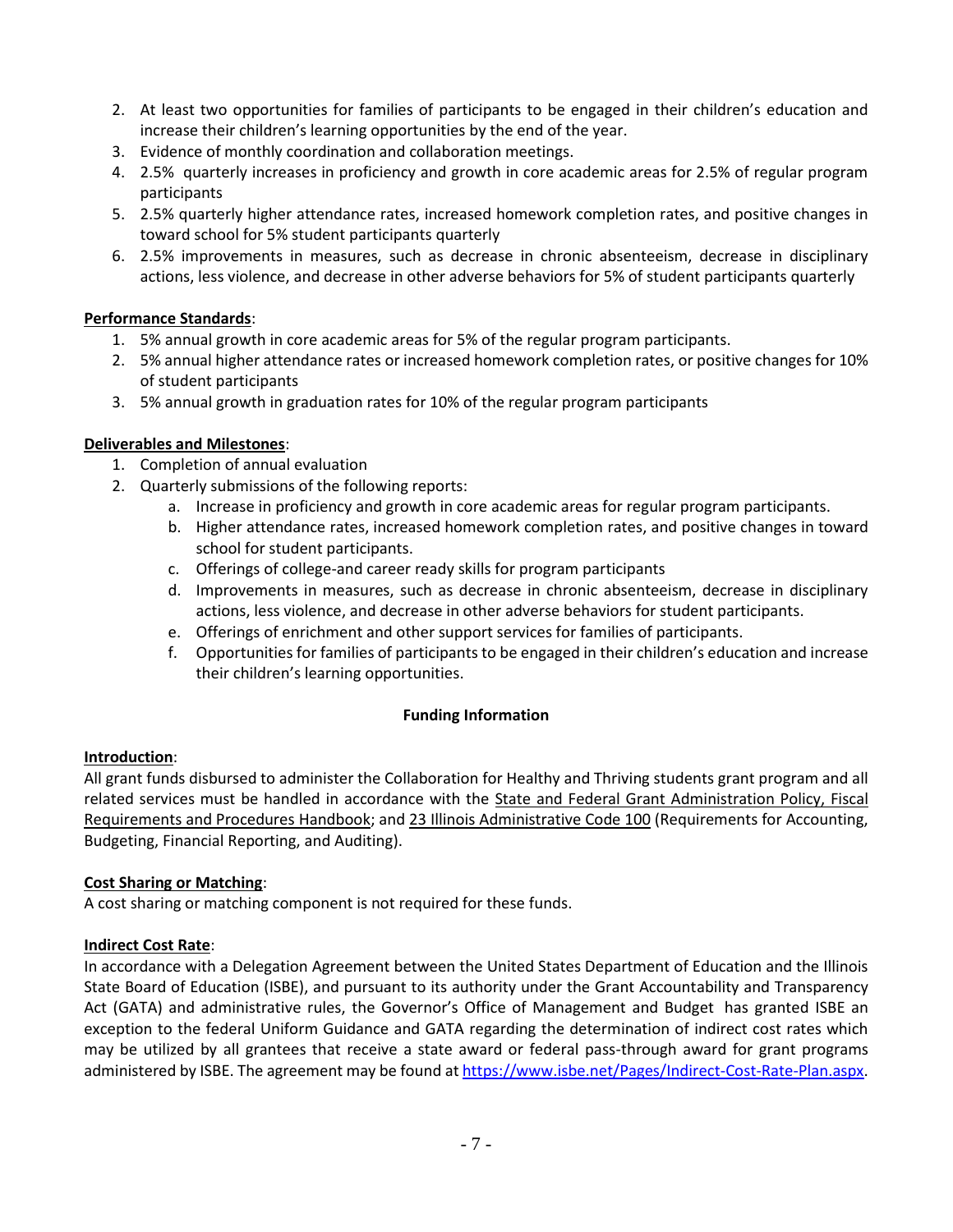2. At least two opportunities for families of participants to be engaged in their children's education and increase their children's learning opportunities by the end of the year.
3. Evidence of monthly coordination and collaboration meetings.
4. 2.5% quarterly increases in proficiency and growth in core academic areas for 2.5% of regular program participants
5. 2.5% quarterly higher attendance rates, increased homework completion rates, and positive changes in toward school for 5% student participants quarterly
6. 2.5% improvements in measures, such as decrease in chronic absenteeism, decrease in disciplinary actions, less violence, and decrease in other adverse behaviors for 5% of student participants quarterly

**Performance Standards**:

1. 5% annual growth in core academic areas for 5% of the regular program participants.
2. 5% annual higher attendance rates or increased homework completion rates, or positive changes for 10% of student participants
3. 5% annual growth in graduation rates for 10% of the regular program participants

**Deliverables and Milestones**:

1. Completion of annual evaluation
2. Quarterly submissions of the following reports:
    a. Increase in proficiency and growth in core academic areas for regular program participants.
    b. Higher attendance rates, increased homework completion rates, and positive changes in toward school for student participants.
    c. Offerings of college-and career ready skills for program participants
    d. Improvements in measures, such as decrease in chronic absenteeism, decrease in disciplinary actions, less violence, and decrease in other adverse behaviors for student participants.
    e. Offerings of enrichment and other support services for families of participants.
    f. Opportunities for families of participants to be engaged in their children's education and increase their children's learning opportunities.

**Funding Information**

**Introduction**:

All grant funds disbursed to administer the Collaboration for Healthy and Thriving students grant program and all related services must be handled in accordance with the State and Federal Grant Administration Policy, Fiscal Requirements and Procedures Handbook; and 23 Illinois Administrative Code 100 (Requirements for Accounting, Budgeting, Financial Reporting, and Auditing).

**Cost Sharing or Matching**:

A cost sharing or matching component is not required for these funds.

**Indirect Cost Rate**:

In accordance with a Delegation Agreement between the United States Department of Education and the Illinois State Board of Education (ISBE), and pursuant to its authority under the Grant Accountability and Transparency Act (GATA) and administrative rules, the Governor's Office of Management and Budget has granted ISBE an exception to the federal Uniform Guidance and GATA regarding the determination of indirect cost rates which may be utilized by all grantees that receive a state award or federal pass-through award for grant programs administered by ISBE. The agreement may be found at https://www.isbe.net/Pages/Indirect-Cost-Rate-Plan.aspx.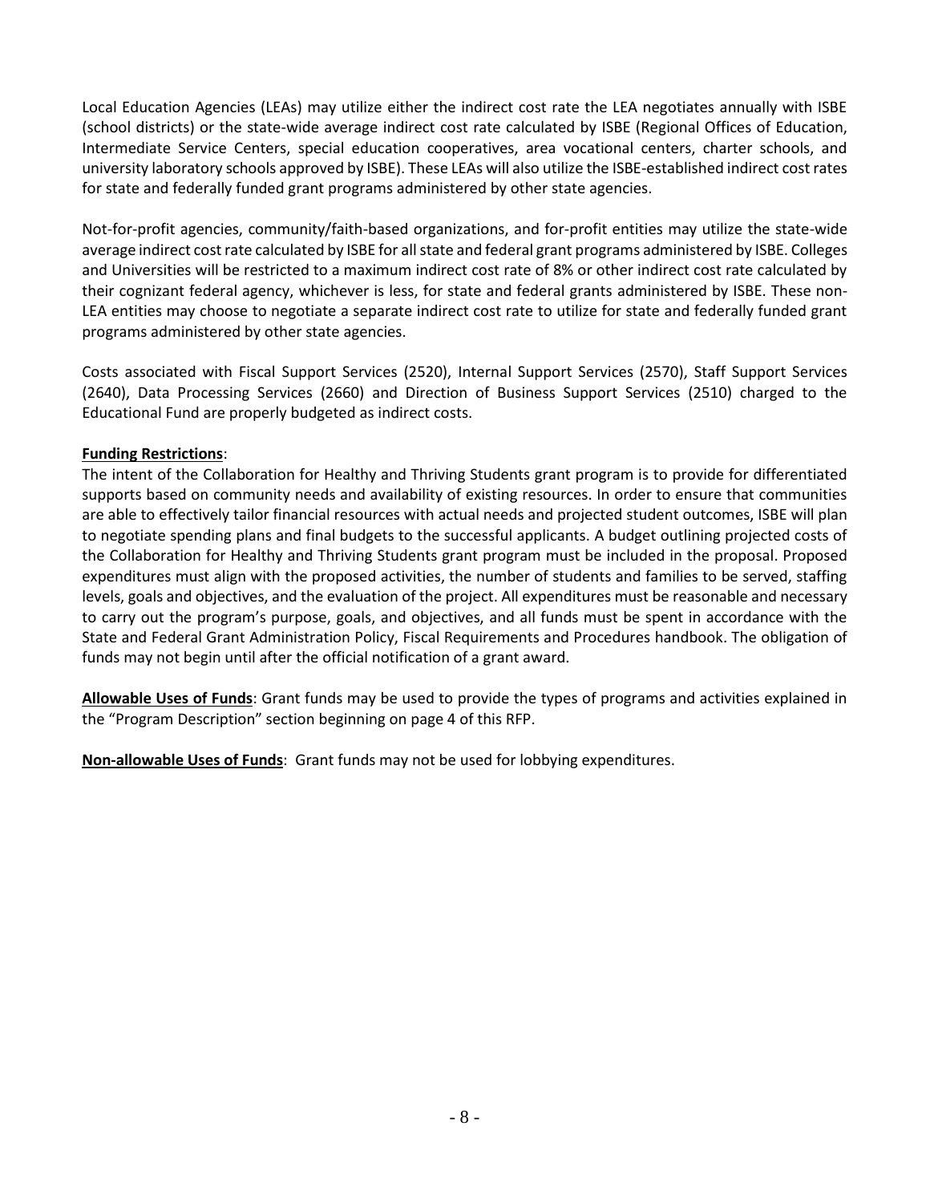Local Education Agencies (LEAs) may utilize either the indirect cost rate the LEA negotiates annually with ISBE (school districts) or the state-wide average indirect cost rate calculated by ISBE (Regional Offices of Education, Intermediate Service Centers, special education cooperatives, area vocational centers, charter schools, and university laboratory schools approved by ISBE). These LEAs will also utilize the ISBE-established indirect cost rates for state and federally funded grant programs administered by other state agencies.

Not-for-profit agencies, community/faith-based organizations, and for-profit entities may utilize the state-wide average indirect cost rate calculated by ISBE for all state and federal grant programs administered by ISBE. Colleges and Universities will be restricted to a maximum indirect cost rate of 8% or other indirect cost rate calculated by their cognizant federal agency, whichever is less, for state and federal grants administered by ISBE. These non-LEA entities may choose to negotiate a separate indirect cost rate to utilize for state and federally funded grant programs administered by other state agencies.

Costs associated with Fiscal Support Services (2520), Internal Support Services (2570), Staff Support Services (2640), Data Processing Services (2660) and Direction of Business Support Services (2510) charged to the Educational Fund are properly budgeted as indirect costs.

**Funding Restrictions**:

The intent of the Collaboration for Healthy and Thriving Students grant program is to provide for differentiated supports based on community needs and availability of existing resources. In order to ensure that communities are able to effectively tailor financial resources with actual needs and projected student outcomes, ISBE will plan to negotiate spending plans and final budgets to the successful applicants. A budget outlining projected costs of the Collaboration for Healthy and Thriving Students grant program must be included in the proposal. Proposed expenditures must align with the proposed activities, the number of students and families to be served, staffing levels, goals and objectives, and the evaluation of the project. All expenditures must be reasonable and necessary to carry out the program's purpose, goals, and objectives, and all funds must be spent in accordance with the State and Federal Grant Administration Policy, Fiscal Requirements and Procedures handbook. The obligation of funds may not begin until after the official notification of a grant award.

**Allowable Uses of Funds**: Grant funds may be used to provide the types of programs and activities explained in the "Program Description" section beginning on page 4 of this RFP.

**Non-allowable Uses of Funds**: Grant funds may not be used for lobbying expenditures.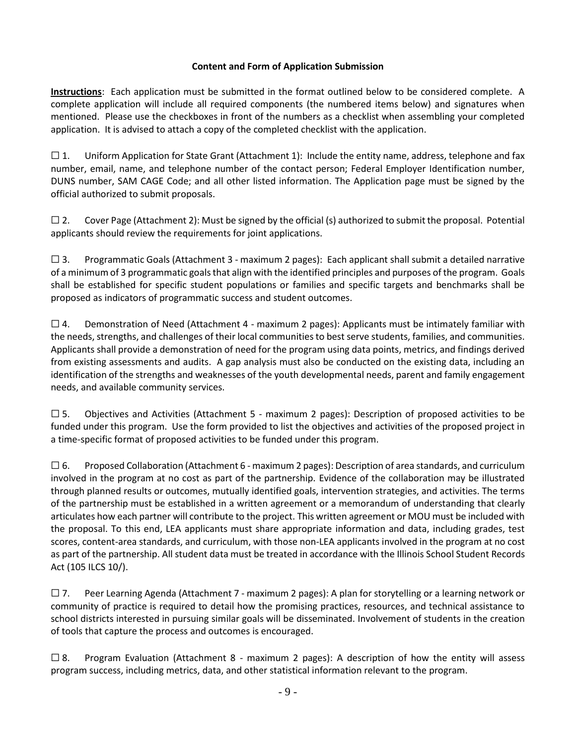**Content and Form of Application Submission**

**<u>Instructions</u>**: Each application must be submitted in the format outlined below to be considered complete. A complete application will include all required components (the numbered items below) and signatures when mentioned. Please use the checkboxes in front of the numbers as a checklist when assembling your completed application. It is advised to attach a copy of the completed checklist with the application.

☐ 1. Uniform Application for State Grant (Attachment 1): Include the entity name, address, telephone and fax number, email, name, and telephone number of the contact person; Federal Employer Identification number, DUNS number, SAM CAGE Code; and all other listed information. The Application page must be signed by the official authorized to submit proposals.

☐ 2. Cover Page (Attachment 2): Must be signed by the official (s) authorized to submit the proposal. Potential applicants should review the requirements for joint applications.

☐ 3. Programmatic Goals (Attachment 3 - maximum 2 pages): Each applicant shall submit a detailed narrative of a minimum of 3 programmatic goals that align with the identified principles and purposes of the program. Goals shall be established for specific student populations or families and specific targets and benchmarks shall be proposed as indicators of programmatic success and student outcomes.

☐ 4. Demonstration of Need (Attachment 4 - maximum 2 pages): Applicants must be intimately familiar with the needs, strengths, and challenges of their local communities to best serve students, families, and communities. Applicants shall provide a demonstration of need for the program using data points, metrics, and findings derived from existing assessments and audits. A gap analysis must also be conducted on the existing data, including an identification of the strengths and weaknesses of the youth developmental needs, parent and family engagement needs, and available community services.

☐ 5. Objectives and Activities (Attachment 5 - maximum 2 pages): Description of proposed activities to be funded under this program. Use the form provided to list the objectives and activities of the proposed project in a time-specific format of proposed activities to be funded under this program.

☐ 6. Proposed Collaboration (Attachment 6 - maximum 2 pages): Description of area standards, and curriculum involved in the program at no cost as part of the partnership. Evidence of the collaboration may be illustrated through planned results or outcomes, mutually identified goals, intervention strategies, and activities. The terms of the partnership must be established in a written agreement or a memorandum of understanding that clearly articulates how each partner will contribute to the project. This written agreement or MOU must be included with the proposal. To this end, LEA applicants must share appropriate information and data, including grades, test scores, content-area standards, and curriculum, with those non-LEA applicants involved in the program at no cost as part of the partnership. All student data must be treated in accordance with the Illinois School Student Records Act (105 ILCS 10/).

☐ 7. Peer Learning Agenda (Attachment 7 - maximum 2 pages): A plan for storytelling or a learning network or community of practice is required to detail how the promising practices, resources, and technical assistance to school districts interested in pursuing similar goals will be disseminated. Involvement of students in the creation of tools that capture the process and outcomes is encouraged.

☐ 8. Program Evaluation (Attachment 8 - maximum 2 pages): A description of how the entity will assess program success, including metrics, data, and other statistical information relevant to the program.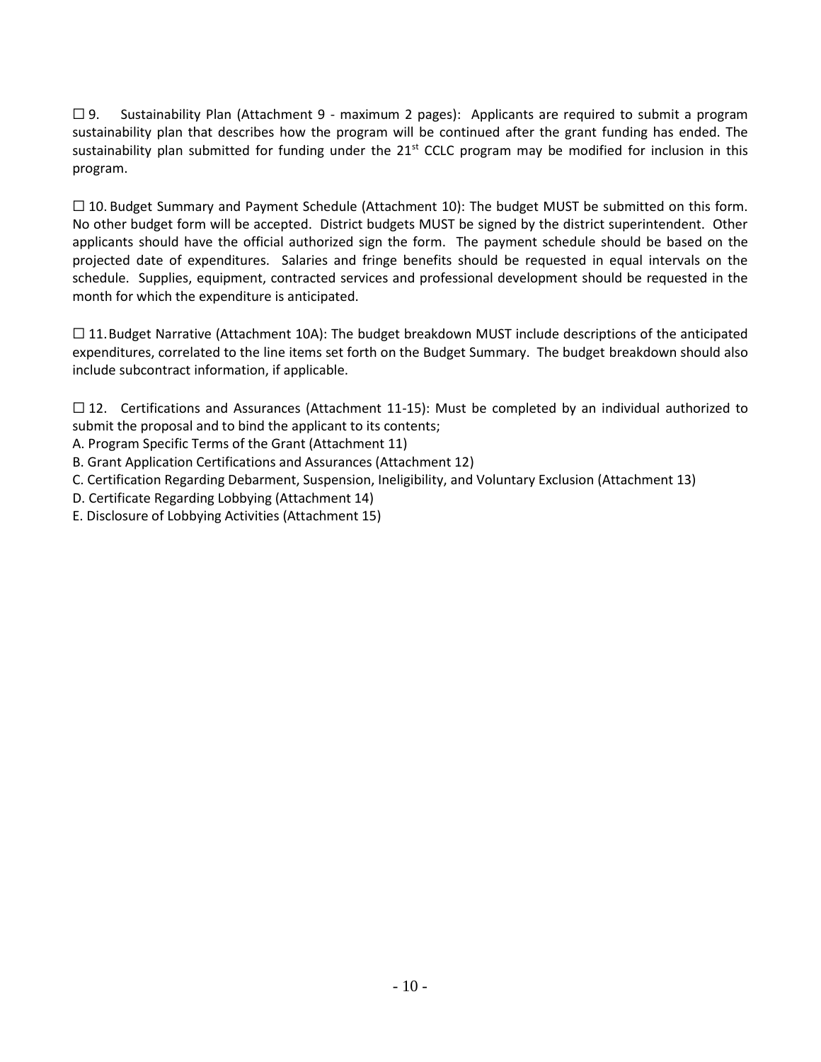☐ 9. Sustainability Plan (Attachment 9 - maximum 2 pages): Applicants are required to submit a program sustainability plan that describes how the program will be continued after the grant funding has ended. The sustainability plan submitted for funding under the 21st CCLC program may be modified for inclusion in this program.

☐ 10. Budget Summary and Payment Schedule (Attachment 10): The budget MUST be submitted on this form. No other budget form will be accepted. District budgets MUST be signed by the district superintendent. Other applicants should have the official authorized sign the form. The payment schedule should be based on the projected date of expenditures. Salaries and fringe benefits should be requested in equal intervals on the schedule. Supplies, equipment, contracted services and professional development should be requested in the month for which the expenditure is anticipated.

☐ 11. Budget Narrative (Attachment 10A): The budget breakdown MUST include descriptions of the anticipated expenditures, correlated to the line items set forth on the Budget Summary. The budget breakdown should also include subcontract information, if applicable.

☐ 12. Certifications and Assurances (Attachment 11-15): Must be completed by an individual authorized to submit the proposal and to bind the applicant to its contents;

A. Program Specific Terms of the Grant (Attachment 11)
B. Grant Application Certifications and Assurances (Attachment 12)
C. Certification Regarding Debarment, Suspension, Ineligibility, and Voluntary Exclusion (Attachment 13)
D. Certificate Regarding Lobbying (Attachment 14)
E. Disclosure of Lobbying Activities (Attachment 15)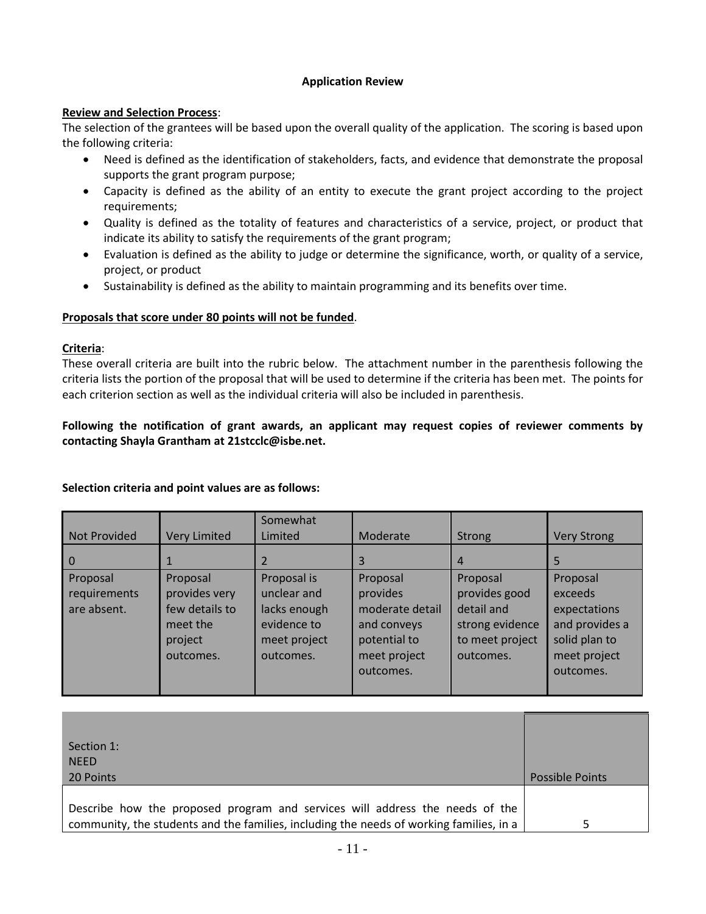**Application Review**

**Review and Selection Process**:

The selection of the grantees will be based upon the overall quality of the application. The scoring is based upon the following criteria:

- Need is defined as the identification of stakeholders, facts, and evidence that demonstrate the proposal supports the grant program purpose;
- Capacity is defined as the ability of an entity to execute the grant project according to the project requirements;
- Quality is defined as the totality of features and characteristics of a service, project, or product that indicate its ability to satisfy the requirements of the grant program;
- Evaluation is defined as the ability to judge or determine the significance, worth, or quality of a service, project, or product
- Sustainability is defined as the ability to maintain programming and its benefits over time.

**Proposals that score under 80 points will not be funded**.

**Criteria**:

These overall criteria are built into the rubric below. The attachment number in the parenthesis following the criteria lists the portion of the proposal that will be used to determine if the criteria has been met. The points for each criterion section as well as the individual criteria will also be included in parenthesis.

**Following the notification of grant awards, an applicant may request copies of reviewer comments by contacting Shayla Grantham at 21stcclc@isbe.net.**

**Selection criteria and point values are as follows:**

| Not Provided | Very Limited | Somewhat Limited | Moderate | Strong | Very Strong |
|---|---|---|---|---|---|
| 0 | 1 | 2 | 3 | 4 | 5 |
| Proposal requirements are absent. | Proposal provides very few details to meet the project outcomes. | Proposal is unclear and lacks enough evidence to meet project outcomes. | Proposal provides moderate detail and conveys potential to meet project outcomes. | Proposal provides good detail and strong evidence to meet project outcomes. | Proposal exceeds expectations and provides a solid plan to meet project outcomes. |

| Section 1: NEED 20 Points | Possible Points |
|---|---|
| Describe how the proposed program and services will address the needs of the community, the students and the families, including the needs of working families, in a | 5 |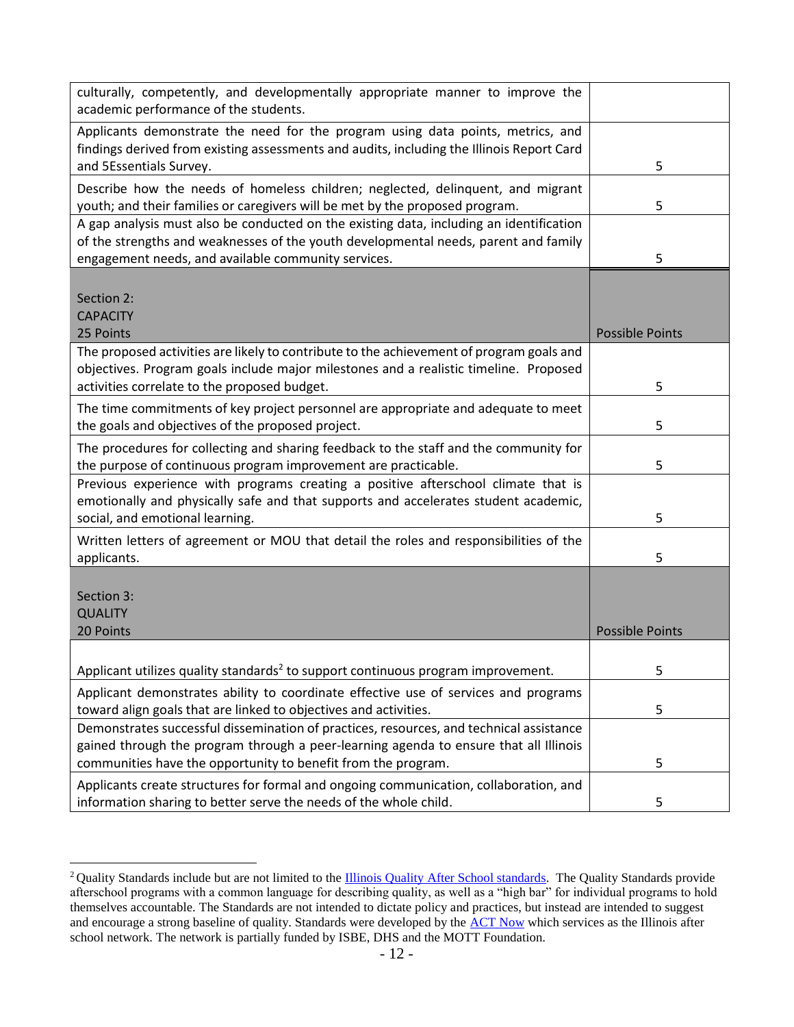| | |
|---|---|
| culturally, competently, and developmentally appropriate manner to improve the academic performance of the students. | |
| Applicants demonstrate the need for the program using data points, metrics, and findings derived from existing assessments and audits, including the Illinois Report Card and 5Essentials Survey. | 5 |
| Describe how the needs of homeless children; neglected, delinquent, and migrant youth; and their families or caregivers will be met by the proposed program. | 5 |
| A gap analysis must also be conducted on the existing data, including an identification of the strengths and weaknesses of the youth developmental needs, parent and family engagement needs, and available community services. | 5 |
| **Section 2: CAPACITY 25 Points** | **Possible Points** |
| The proposed activities are likely to contribute to the achievement of program goals and objectives. Program goals include major milestones and a realistic timeline. Proposed activities correlate to the proposed budget. | 5 |
| The time commitments of key project personnel are appropriate and adequate to meet the goals and objectives of the proposed project. | 5 |
| The procedures for collecting and sharing feedback to the staff and the community for the purpose of continuous program improvement are practicable. | 5 |
| Previous experience with programs creating a positive afterschool climate that is emotionally and physically safe and that supports and accelerates student academic, social, and emotional learning. | 5 |
| Written letters of agreement or MOU that detail the roles and responsibilities of the applicants. | 5 |
| **Section 3: QUALITY 20 Points** | **Possible Points** |
| Applicant utilizes quality standards[2] to support continuous program improvement. | 5 |
| Applicant demonstrates ability to coordinate effective use of services and programs toward align goals that are linked to objectives and activities. | 5 |
| Demonstrates successful dissemination of practices, resources, and technical assistance gained through the program through a peer-learning agenda to ensure that all Illinois communities have the opportunity to benefit from the program. | 5 |
| Applicants create structures for formal and ongoing communication, collaboration, and information sharing to better serve the needs of the whole child. | 5 |

[2] Quality Standards include but are not limited to the Illinois Quality After School standards. The Quality Standards provide afterschool programs with a common language for describing quality, as well as a "high bar" for individual programs to hold themselves accountable. The Standards are not intended to dictate policy and practices, but instead are intended to suggest and encourage a strong baseline of quality. Standards were developed by the ACT Now which services as the Illinois after school network. The network is partially funded by ISBE, DHS and the MOTT Foundation.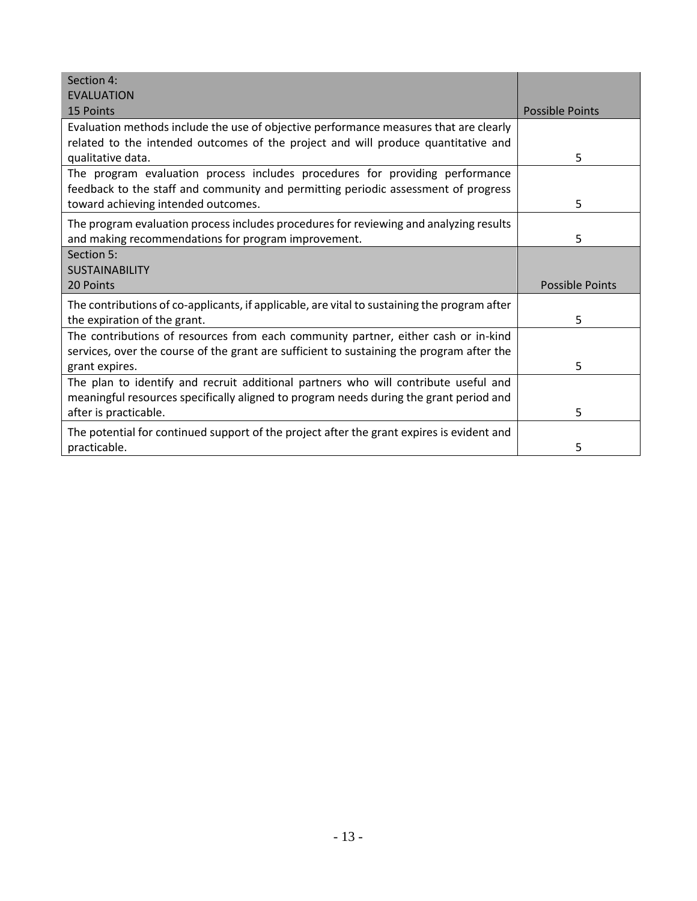| Section 4: EVALUATION 15 Points | Possible Points |
|---|---|
| Evaluation methods include the use of objective performance measures that are clearly related to the intended outcomes of the project and will produce quantitative and qualitative data. | 5 |
| The program evaluation process includes procedures for providing performance feedback to the staff and community and permitting periodic assessment of progress toward achieving intended outcomes. | 5 |
| The program evaluation process includes procedures for reviewing and analyzing results and making recommendations for program improvement. | 5 |
| **Section 5: SUSTAINABILITY 20 Points** | **Possible Points** |
| The contributions of co-applicants, if applicable, are vital to sustaining the program after the expiration of the grant. | 5 |
| The contributions of resources from each community partner, either cash or in-kind services, over the course of the grant are sufficient to sustaining the program after the grant expires. | 5 |
| The plan to identify and recruit additional partners who will contribute useful and meaningful resources specifically aligned to program needs during the grant period and after is practicable. | 5 |
| The potential for continued support of the project after the grant expires is evident and practicable. | 5 |